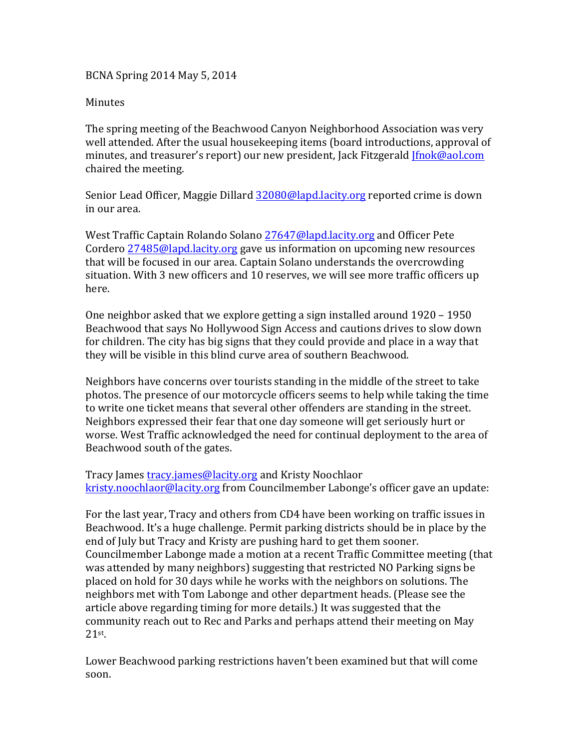BCNA Spring 2014 May 5, 2014

Minutes

The spring meeting of the Beachwood Canyon Neighborhood Association was very well attended. After the usual housekeeping items (board introductions, approval of minutes, and treasurer's report) our new president, Jack Fitzgerald Jfnok@aol.com chaired the meeting.

Senior Lead Officer, Maggie Dillard 32080@lapd.lacity.org reported crime is down in our area.

West Traffic Captain Rolando Solano 27647@lapd.lacity.org and Officer Pete Cordero 27485@lapd.lacity.org gave us information on upcoming new resources that will be focused in our area. Captain Solano understands the overcrowding situation. With 3 new officers and 10 reserves, we will see more traffic officers up here.

One neighbor asked that we explore getting a sign installed around 1920 – 1950 Beachwood that says No Hollywood Sign Access and cautions drives to slow down for children. The city has big signs that they could provide and place in a way that they will be visible in this blind curve area of southern Beachwood.

Neighbors have concerns over tourists standing in the middle of the street to take photos. The presence of our motorcycle officers seems to help while taking the time to write one ticket means that several other offenders are standing in the street. Neighbors expressed their fear that one day someone will get seriously hurt or worse. West Traffic acknowledged the need for continual deployment to the area of Beachwood south of the gates.

Tracy James tracy.james@lacity.org and Kristy Noochlaor kristy.noochlaor@lacity.org from Councilmember Labonge's officer gave an update:

For the last year, Tracy and others from CD4 have been working on traffic issues in Beachwood. It's a huge challenge. Permit parking districts should be in place by the end of July but Tracy and Kristy are pushing hard to get them sooner. Councilmember Labonge made a motion at a recent Traffic Committee meeting (that was attended by many neighbors) suggesting that restricted NO Parking signs be placed on hold for 30 days while he works with the neighbors on solutions. The neighbors met with Tom Labonge and other department heads. (Please see the article above regarding timing for more details.) It was suggested that the community reach out to Rec and Parks and perhaps attend their meeting on May 21st.

Lower Beachwood parking restrictions haven't been examined but that will come soon.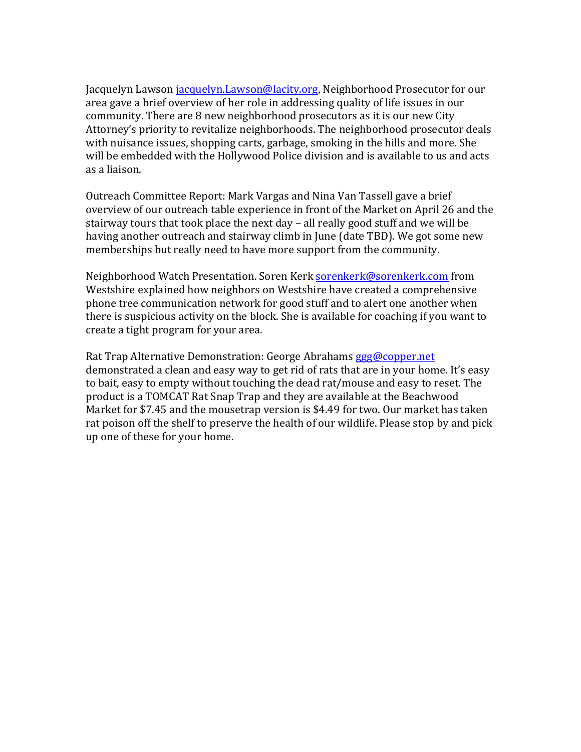Jacquelyn Lawson jacquelyn.Lawson@lacity.org, Neighborhood Prosecutor for our area gave a brief overview of her role in addressing quality of life issues in our community. There are 8 new neighborhood prosecutors as it is our new City Attorney's priority to revitalize neighborhoods. The neighborhood prosecutor deals with nuisance issues, shopping carts, garbage, smoking in the hills and more. She will be embedded with the Hollywood Police division and is available to us and acts as a liaison.

Outreach Committee Report: Mark Vargas and Nina Van Tassell gave a brief overview of our outreach table experience in front of the Market on April 26 and the stairway tours that took place the next day – all really good stuff and we will be having another outreach and stairway climb in June (date TBD). We got some new memberships but really need to have more support from the community.

Neighborhood Watch Presentation. Soren Kerk sorenkerk@sorenkerk.com from Westshire explained how neighbors on Westshire have created a comprehensive phone tree communication network for good stuff and to alert one another when there is suspicious activity on the block. She is available for coaching if you want to create a tight program for your area.

Rat Trap Alternative Demonstration: George Abrahams ggg@copper.net demonstrated a clean and easy way to get rid of rats that are in your home. It's easy to bait, easy to empty without touching the dead rat/mouse and easy to reset. The product is a TOMCAT Rat Snap Trap and they are available at the Beachwood Market for $7.45 and the mousetrap version is $4.49 for two. Our market has taken rat poison off the shelf to preserve the health of our wildlife. Please stop by and pick up one of these for your home.